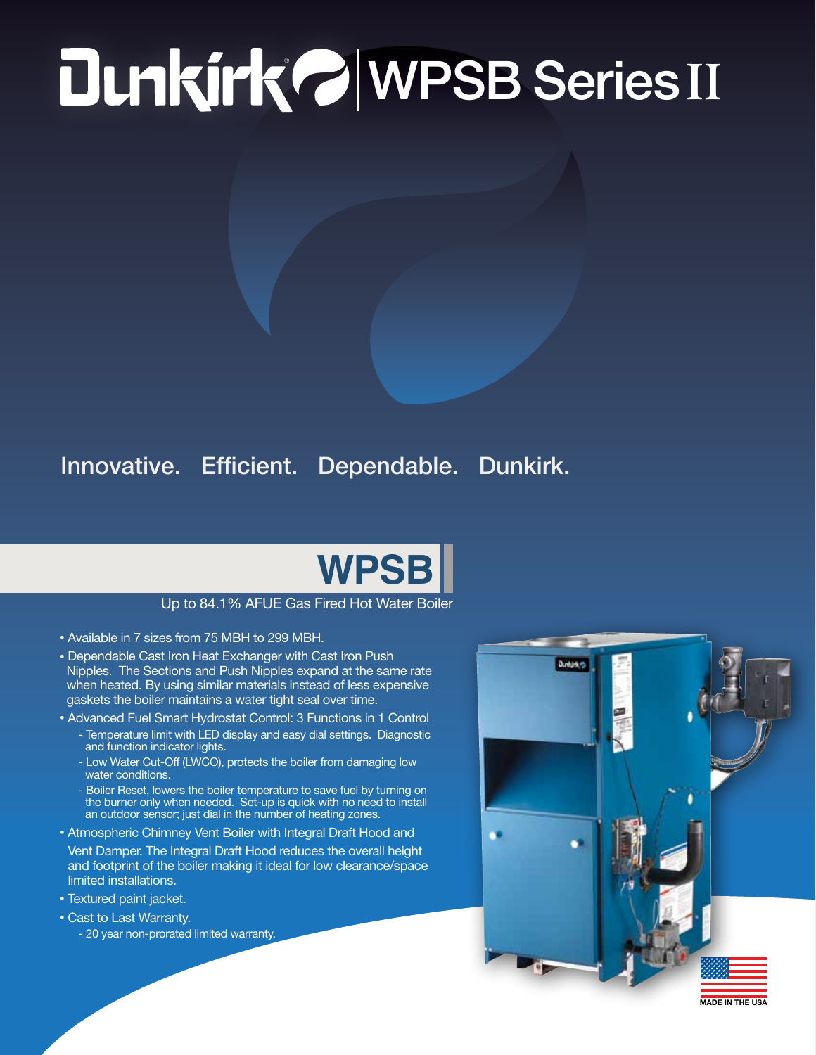# Dunkirk WPSB Series II

Innovative. Efficient. Dependable. Dunkirk.

## WPSB

Up to 84.1% AFUE Gas Fired Hot Water Boiler

- Available in 7 sizes from 75 MBH to 299 MBH.
- Dependable Cast Iron Heat Exchanger with Cast Iron Push Nipples. The Sections and Push Nipples expand at the same rate when heated. By using similar materials instead of less expensive gaskets the boiler maintains a water tight seal over time.
- Advanced Fuel Smart Hydrostat Control: 3 Functions in 1 Control
  - Temperature limit with LED display and easy dial settings. Diagnostic and function indicator lights.
  - Low Water Cut-Off (LWCO), protects the boiler from damaging low water conditions.
  - Boiler Reset, lowers the boiler temperature to save fuel by turning on the burner only when needed. Set-up is quick with no need to install an outdoor sensor; just dial in the number of heating zones.
- Atmospheric Chimney Vent Boiler with Integral Draft Hood and Vent Damper. The Integral Draft Hood reduces the overall height and footprint of the boiler making it ideal for low clearance/space limited installations.
- Textured paint jacket.
- Cast to Last Warranty.
  - 20 year non-prorated limited warranty.

MADE IN THE USA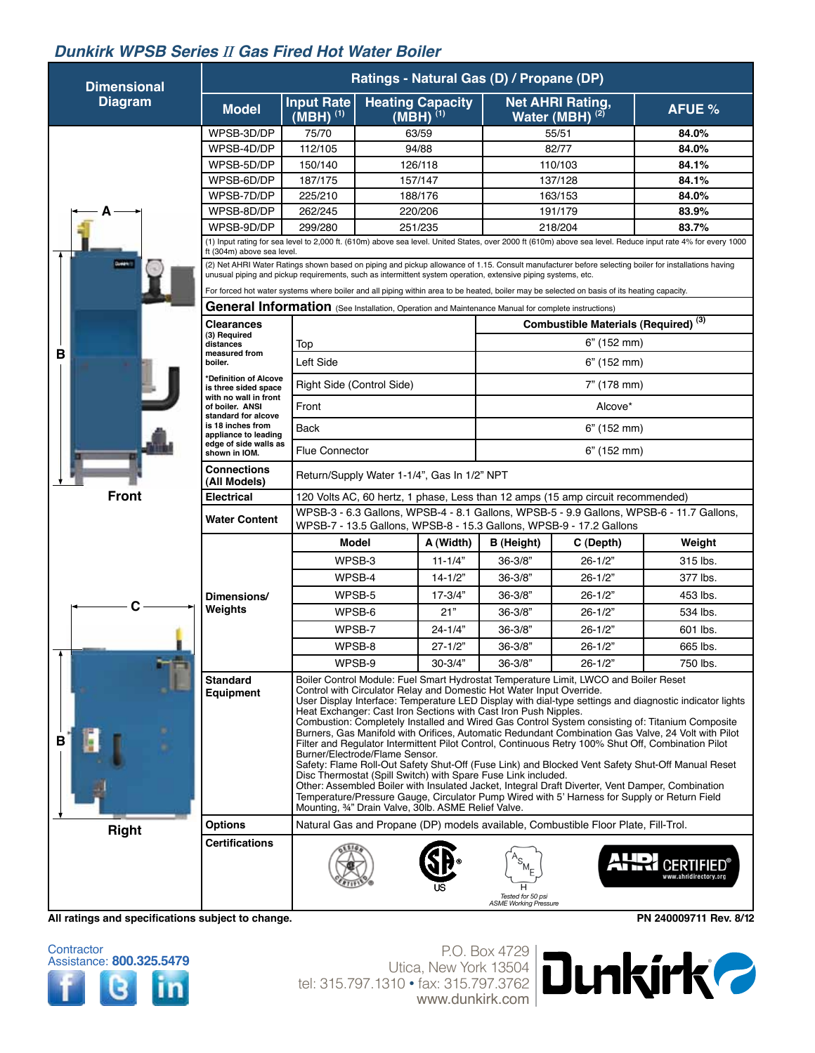## Dunkirk WPSB Series II Gas Fired Hot Water Boiler

**Dimensional Diagram**

A

B

Front

C

B

Right

**Ratings - Natural Gas (D) / Propane (DP)**

| Model | Input Rate (MBH) (1) | Heating Capacity (MBH) (1) | Net AHRI Rating, Water (MBH) (2) | AFUE % |
|---|---|---|---|---|
| WPSB-3D/DP | 75/70 | 63/59 | 55/51 | **84.0%** |
| WPSB-4D/DP | 112/105 | 94/88 | 82/77 | **84.0%** |
| WPSB-5D/DP | 150/140 | 126/118 | 110/103 | **84.1%** |
| WPSB-6D/DP | 187/175 | 157/147 | 137/128 | **84.1%** |
| WPSB-7D/DP | 225/210 | 188/176 | 163/153 | **84.0%** |
| WPSB-8D/DP | 262/245 | 220/206 | 191/179 | **83.9%** |
| WPSB-9D/DP | 299/280 | 251/235 | 218/204 | **83.7%** |

(1) Input rating for sea level to 2,000 ft. (610m) above sea level. United States, over 2000 ft (610m) above sea level. Reduce input rate 4% for every 1000 ft (304m) above sea level.

(2) Net AHRI Water Ratings shown based on piping and pickup allowance of 1.15. Consult manufacturer before selecting boiler for installations having unusual piping and pickup requirements, such as intermittent system operation, extensive piping systems, etc.

For forced hot water systems where boiler and all piping within area to be heated, boiler may be selected on basis of its heating capacity.

### General Information (See Installation, Operation and Maintenance Manual for complete instructions)

**Clearances**

(3) Required distances measured from boiler.

*Definition of Alcove is three sided space with no wall in front of boiler. ANSI standard for alcove is 18 inches from appliance to leading edge of side walls as shown in IOM.

| | Combustible Materials (Required) (3) |
|---|---|
| Top | 6" (152 mm) |
| Left Side | 6" (152 mm) |
| Right Side (Control Side) | 7" (178 mm) |
| Front | Alcove* |
| Back | 6" (152 mm) |
| Flue Connector | 6" (152 mm) |

**Connections (All Models)**: Return/Supply Water 1-1/4", Gas In 1/2" NPT

**Electrical**: 120 Volts AC, 60 hertz, 1 phase, Less than 12 amps (15 amp circuit recommended)

**Water Content**: WPSB-3 - 6.3 Gallons, WPSB-4 - 8.1 Gallons, WPSB-5 - 9.9 Gallons, WPSB-6 - 11.7 Gallons, WPSB-7 - 13.5 Gallons, WPSB-8 - 15.3 Gallons, WPSB-9 - 17.2 Gallons

**Dimensions/ Weights**

| Model | A (Width) | B (Height) | C (Depth) | Weight |
|---|---|---|---|---|
| WPSB-3 | 11-1/4" | 36-3/8" | 26-1/2" | 315 lbs. |
| WPSB-4 | 14-1/2" | 36-3/8" | 26-1/2" | 377 lbs. |
| WPSB-5 | 17-3/4" | 36-3/8" | 26-1/2" | 453 lbs. |
| WPSB-6 | 21" | 36-3/8" | 26-1/2" | 534 lbs. |
| WPSB-7 | 24-1/4" | 36-3/8" | 26-1/2" | 601 lbs. |
| WPSB-8 | 27-1/2" | 36-3/8" | 26-1/2" | 665 lbs. |
| WPSB-9 | 30-3/4" | 36-3/8" | 26-1/2" | 750 lbs. |

**Standard Equipment**

Boiler Control Module: Fuel Smart Hydrostat Temperature Limit, LWCO and Boiler Reset Control with Circulator Relay and Domestic Hot Water Input Override.
User Display Interface: Temperature LED Display with dial-type settings and diagnostic indicator lights
Heat Exchanger: Cast Iron Sections with Cast Iron Push Nipples.
Combustion: Completely Installed and Wired Gas Control System consisting of: Titanium Composite Burners, Gas Manifold with Orifices, Automatic Redundant Combination Gas Valve, 24 Volt with Pilot Filter and Regulator Intermittent Pilot Control, Continuous Retry 100% Shut Off, Combination Pilot Burner/Electrode/Flame Sensor.
Safety: Flame Roll-Out Safety Shut-Off (Fuse Link) and Blocked Vent Safety Shut-Off Manual Reset Disc Thermostat (Spill Switch) with Spare Fuse Link included.
Other: Assembled Boiler with Insulated Jacket, Integral Draft Diverter, Vent Damper, Combination Temperature/Pressure Gauge, Circulator Pump Wired with 5' Harness for Supply or Return Field Mounting, ¾" Drain Valve, 30lb. ASME Relief Valve.

**Options**: Natural Gas and Propane (DP) models available, Combustible Floor Plate, Fill-Trol.

**Certifications**

Design Certified · CSA US · ASME H — Tested for 50 psi ASME Working Pressure · AHRI CERTIFIED www.ahridirectory.org

**All ratings and specifications subject to change.**

**PN 240009711 Rev. 8/12**

Contractor Assistance: **800.325.5479**

P.O. Box 4729
Utica, New York 13504
tel: 315.797.1310 • fax: 315.797.3762
www.dunkirk.com

Dunkirk